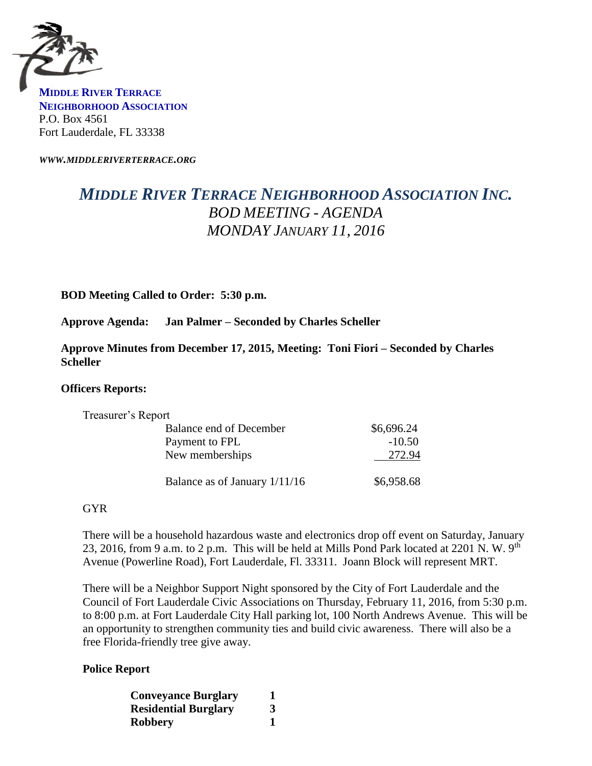**MIDDLE RIVER TERRACE**
**NEIGHBORHOOD ASSOCIATION**
P.O. Box 4561
Fort Lauderdale, FL 33338

***WWW.MIDDLERIVERTERRACE.ORG***

# *MIDDLE RIVER TERRACE NEIGHBORHOOD ASSOCIATION INC.*

## *BOD MEETING - AGENDA*

## *MONDAY JANUARY 11, 2016*

**BOD Meeting Called to Order: 5:30 p.m.**

**Approve Agenda: Jan Palmer – Seconded by Charles Scheller**

**Approve Minutes from December 17, 2015, Meeting: Toni Fiori – Seconded by Charles Scheller**

**Officers Reports:**

Treasurer's Report

| | |
|---|---|
| Balance end of December | $6,696.24 |
| Payment to FPL | -10.50 |
| New memberships | 272.94 |
| Balance as of January 1/11/16 | $6,958.68 |

GYR

There will be a household hazardous waste and electronics drop off event on Saturday, January 23, 2016, from 9 a.m. to 2 p.m. This will be held at Mills Pond Park located at 2201 N. W. 9th Avenue (Powerline Road), Fort Lauderdale, Fl. 33311. Joann Block will represent MRT.

There will be a Neighbor Support Night sponsored by the City of Fort Lauderdale and the Council of Fort Lauderdale Civic Associations on Thursday, February 11, 2016, from 5:30 p.m. to 8:00 p.m. at Fort Lauderdale City Hall parking lot, 100 North Andrews Avenue. This will be an opportunity to strengthen community ties and build civic awareness. There will also be a free Florida-friendly tree give away.

**Police Report**

| | |
|---|---|
| **Conveyance Burglary** | **1** |
| **Residential Burglary** | **3** |
| **Robbery** | **1** |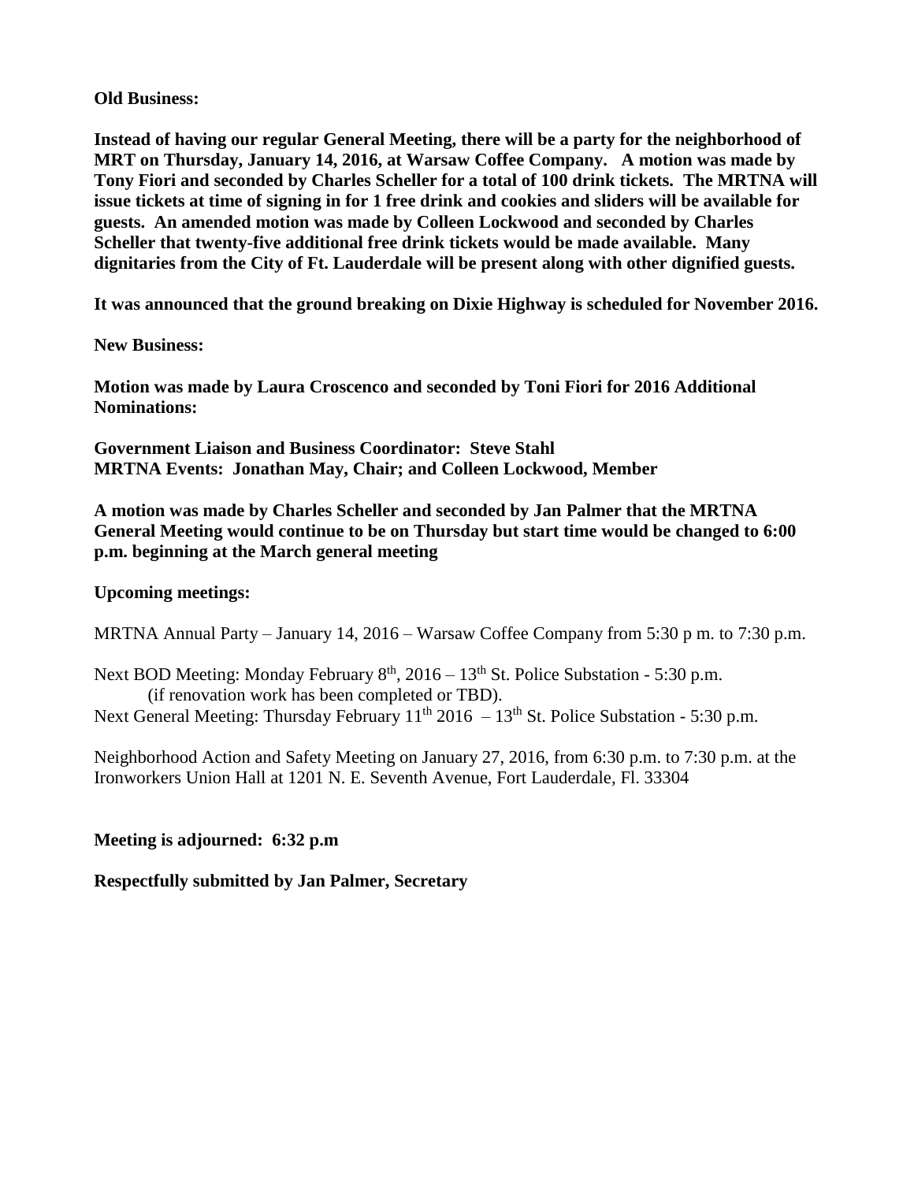**Old Business:**

**Instead of having our regular General Meeting, there will be a party for the neighborhood of MRT on Thursday, January 14, 2016, at Warsaw Coffee Company. A motion was made by Tony Fiori and seconded by Charles Scheller for a total of 100 drink tickets. The MRTNA will issue tickets at time of signing in for 1 free drink and cookies and sliders will be available for guests. An amended motion was made by Colleen Lockwood and seconded by Charles Scheller that twenty-five additional free drink tickets would be made available. Many dignitaries from the City of Ft. Lauderdale will be present along with other dignified guests.**

**It was announced that the ground breaking on Dixie Highway is scheduled for November 2016.**

**New Business:**

**Motion was made by Laura Croscenco and seconded by Toni Fiori for 2016 Additional Nominations:**

**Government Liaison and Business Coordinator: Steve Stahl**
**MRTNA Events: Jonathan May, Chair; and Colleen Lockwood, Member**

**A motion was made by Charles Scheller and seconded by Jan Palmer that the MRTNA General Meeting would continue to be on Thursday but start time would be changed to 6:00 p.m. beginning at the March general meeting**

**Upcoming meetings:**

MRTNA Annual Party – January 14, 2016 – Warsaw Coffee Company from 5:30 p m. to 7:30 p.m.

Next BOD Meeting: Monday February 8th, 2016 – 13th St. Police Substation - 5:30 p.m.
(if renovation work has been completed or TBD).
Next General Meeting: Thursday February 11th 2016 – 13th St. Police Substation - 5:30 p.m.

Neighborhood Action and Safety Meeting on January 27, 2016, from 6:30 p.m. to 7:30 p.m. at the Ironworkers Union Hall at 1201 N. E. Seventh Avenue, Fort Lauderdale, Fl. 33304

**Meeting is adjourned: 6:32 p.m**

**Respectfully submitted by Jan Palmer, Secretary**